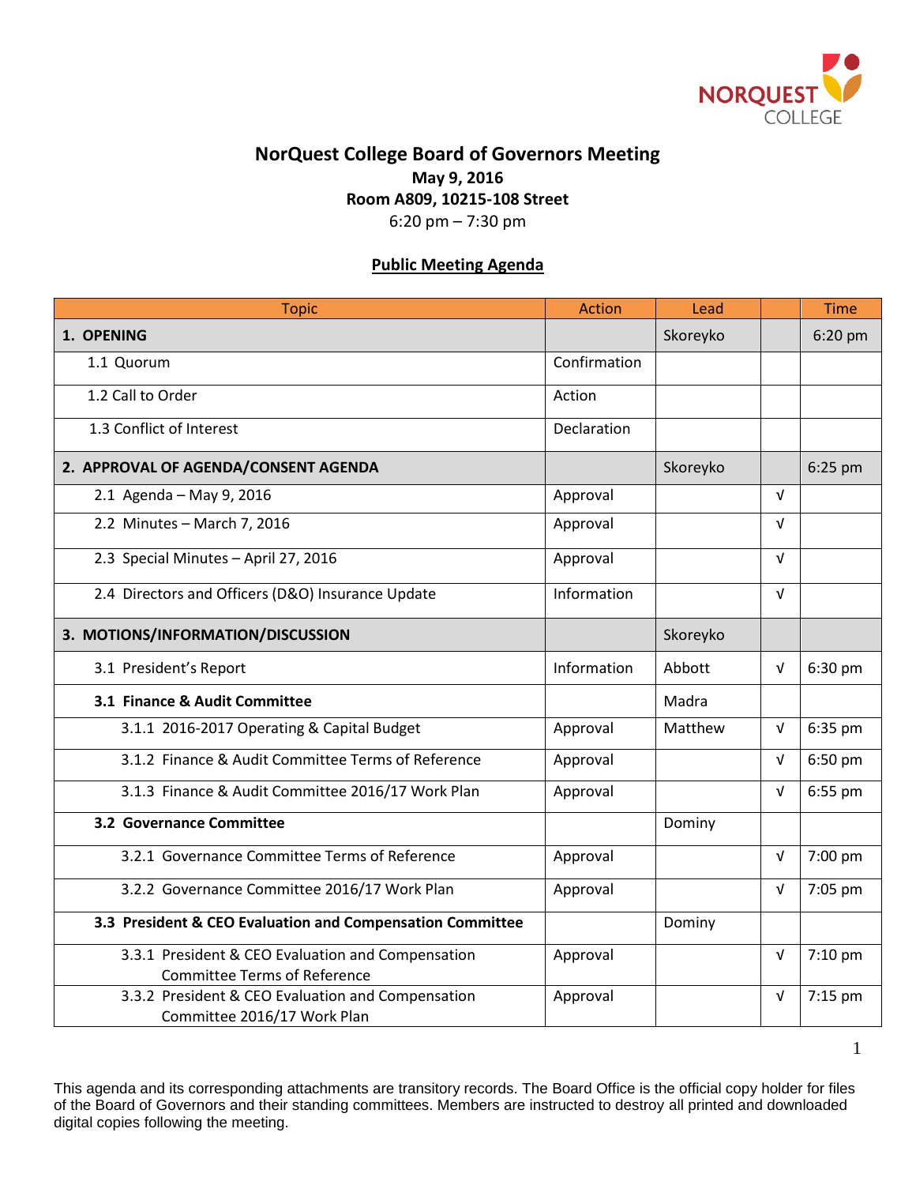# NorQuest College Board of Governors Meeting

**May 9, 2016**

**Room A809, 10215-108 Street**

6:20 pm – 7:30 pm

## Public Meeting Agenda

| Topic | Action | Lead | | Time |
|---|---|---|---|---|
| **1. OPENING** | | Skoreyko | | 6:20 pm |
| 1.1 Quorum | Confirmation | | | |
| 1.2 Call to Order | Action | | | |
| 1.3 Conflict of Interest | Declaration | | | |
| **2. APPROVAL OF AGENDA/CONSENT AGENDA** | | Skoreyko | | 6:25 pm |
| 2.1 Agenda – May 9, 2016 | Approval | | √ | |
| 2.2 Minutes – March 7, 2016 | Approval | | √ | |
| 2.3 Special Minutes – April 27, 2016 | Approval | | √ | |
| 2.4 Directors and Officers (D&O) Insurance Update | Information | | √ | |
| **3. MOTIONS/INFORMATION/DISCUSSION** | | Skoreyko | | |
| 3.1 President's Report | Information | Abbott | √ | 6:30 pm |
| **3.1 Finance & Audit Committee** | | Madra | | |
| 3.1.1 2016-2017 Operating & Capital Budget | Approval | Matthew | √ | 6:35 pm |
| 3.1.2 Finance & Audit Committee Terms of Reference | Approval | | √ | 6:50 pm |
| 3.1.3 Finance & Audit Committee 2016/17 Work Plan | Approval | | √ | 6:55 pm |
| **3.2 Governance Committee** | | Dominy | | |
| 3.2.1 Governance Committee Terms of Reference | Approval | | √ | 7:00 pm |
| 3.2.2 Governance Committee 2016/17 Work Plan | Approval | | √ | 7:05 pm |
| **3.3 President & CEO Evaluation and Compensation Committee** | | Dominy | | |
| 3.3.1 President & CEO Evaluation and Compensation Committee Terms of Reference | Approval | | √ | 7:10 pm |
| 3.3.2 President & CEO Evaluation and Compensation Committee 2016/17 Work Plan | Approval | | √ | 7:15 pm |

This agenda and its corresponding attachments are transitory records. The Board Office is the official copy holder for files of the Board of Governors and their standing committees. Members are instructed to destroy all printed and downloaded digital copies following the meeting.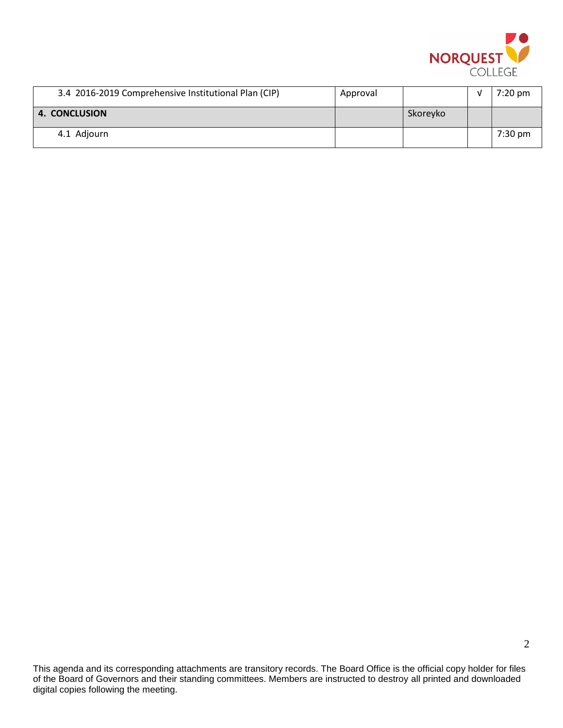| | | | | |
|---|---|---|---|---|
| 3.4 2016-2019 Comprehensive Institutional Plan (CIP) | Approval | | √ | 7:20 pm |
| **4. CONCLUSION** | | Skoreyko | | |
| 4.1 Adjourn | | | | 7:30 pm |

This agenda and its corresponding attachments are transitory records. The Board Office is the official copy holder for files of the Board of Governors and their standing committees. Members are instructed to destroy all printed and downloaded digital copies following the meeting.